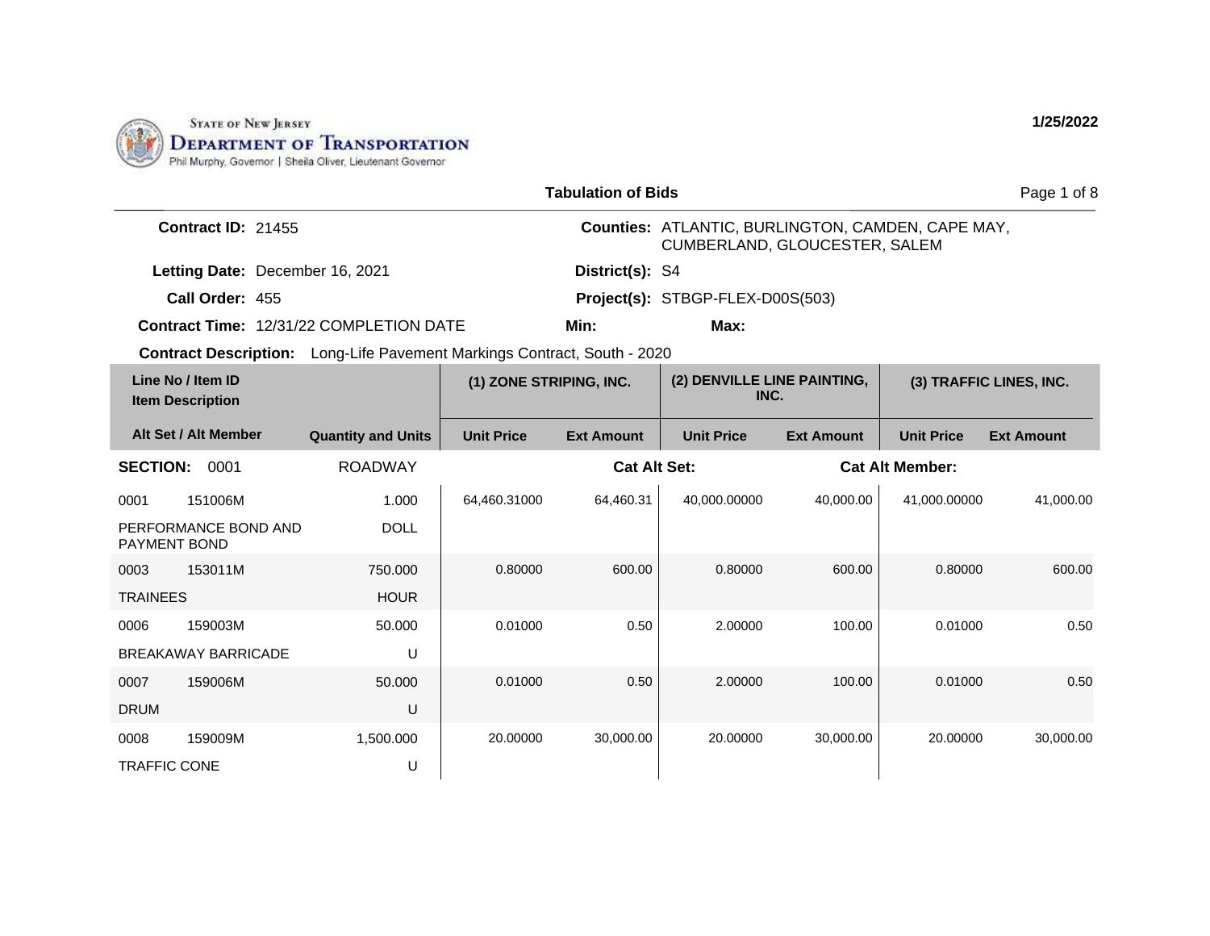State of New Jersey
**Department of Transportation**
Phil Murphy, Governor | Sheila Oliver, Lieutenant Governor

1/25/2022

## Tabulation of Bids

**Contract ID:** 21455

**Counties:** ATLANTIC, BURLINGTON, CAMDEN, CAPE MAY, CUMBERLAND, GLOUCESTER, SALEM

**Letting Date:** December 16, 2021

**District(s):** S4

**Call Order:** 455

**Project(s):** STBGP-FLEX-D00S(503)

**Contract Time:** 12/31/22 COMPLETION DATE

**Min:**

**Max:**

**Contract Description:** Long-Life Pavement Markings Contract, South - 2020

| Line No / Item ID / Item Description | Alt Set / Alt Member | Quantity and Units | (1) ZONE STRIPING, INC. Unit Price | (1) ZONE STRIPING, INC. Ext Amount | (2) DENVILLE LINE PAINTING, INC. Unit Price | (2) DENVILLE LINE PAINTING, INC. Ext Amount | (3) TRAFFIC LINES, INC. Unit Price | (3) TRAFFIC LINES, INC. Ext Amount |
|---|---|---|---|---|---|---|---|---|
| **SECTION: 0001** | | ROADWAY | | **Cat Alt Set:** | | **Cat Alt Member:** | | |
| 0001 151006M PERFORMANCE BOND AND PAYMENT BOND | | 1.000 DOLL | 64,460.31000 | 64,460.31 | 40,000.00000 | 40,000.00 | 41,000.00000 | 41,000.00 |
| 0003 153011M TRAINEES | | 750.000 HOUR | 0.80000 | 600.00 | 0.80000 | 600.00 | 0.80000 | 600.00 |
| 0006 159003M BREAKAWAY BARRICADE | | 50.000 U | 0.01000 | 0.50 | 2.00000 | 100.00 | 0.01000 | 0.50 |
| 0007 159006M DRUM | | 50.000 U | 0.01000 | 0.50 | 2.00000 | 100.00 | 0.01000 | 0.50 |
| 0008 159009M TRAFFIC CONE | | 1,500.000 U | 20.00000 | 30,000.00 | 20.00000 | 30,000.00 | 20.00000 | 30,000.00 |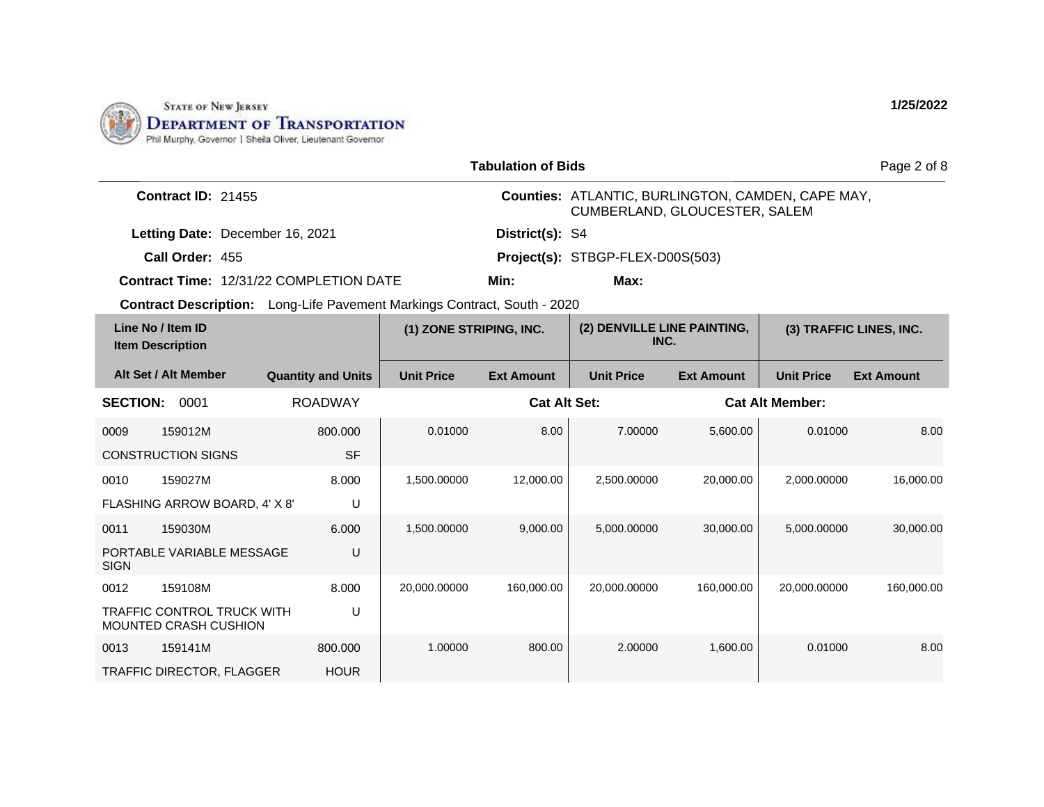STATE OF NEW JERSEY
DEPARTMENT OF TRANSPORTATION
Phil Murphy, Governor | Sheila Oliver, Lieutenant Governor

1/25/2022

## Tabulation of Bids

**Contract ID:** 21455

**Counties:** ATLANTIC, BURLINGTON, CAMDEN, CAPE MAY, CUMBERLAND, GLOUCESTER, SALEM

**Letting Date:** December 16, 2021

**District(s):** S4

**Call Order:** 455

**Project(s):** STBGP-FLEX-D00S(503)

**Contract Time:** 12/31/22 COMPLETION DATE

**Min:**

**Max:**

**Contract Description:** Long-Life Pavement Markings Contract, South - 2020

| Line No / Item ID / Item Description | Alt Set / Alt Member | Quantity and Units | (1) ZONE STRIPING, INC. Unit Price | (1) ZONE STRIPING, INC. Ext Amount | (2) DENVILLE LINE PAINTING, INC. Unit Price | (2) DENVILLE LINE PAINTING, INC. Ext Amount | (3) TRAFFIC LINES, INC. Unit Price | (3) TRAFFIC LINES, INC. Ext Amount |
|---|---|---|---|---|---|---|---|---|
| **SECTION: 0001** | | ROADWAY | **Cat Alt Set:** | | | **Cat Alt Member:** | | |
| 0009 159012M CONSTRUCTION SIGNS | | 800.000 SF | 0.01000 | 8.00 | 7.00000 | 5,600.00 | 0.01000 | 8.00 |
| 0010 159027M FLASHING ARROW BOARD, 4' X 8' | | 8.000 U | 1,500.00000 | 12,000.00 | 2,500.00000 | 20,000.00 | 2,000.00000 | 16,000.00 |
| 0011 159030M PORTABLE VARIABLE MESSAGE SIGN | | 6.000 U | 1,500.00000 | 9,000.00 | 5,000.00000 | 30,000.00 | 5,000.00000 | 30,000.00 |
| 0012 159108M TRAFFIC CONTROL TRUCK WITH MOUNTED CRASH CUSHION | | 8.000 U | 20,000.00000 | 160,000.00 | 20,000.00000 | 160,000.00 | 20,000.00000 | 160,000.00 |
| 0013 159141M TRAFFIC DIRECTOR, FLAGGER | | 800.000 HOUR | 1.00000 | 800.00 | 2.00000 | 1,600.00 | 0.01000 | 8.00 |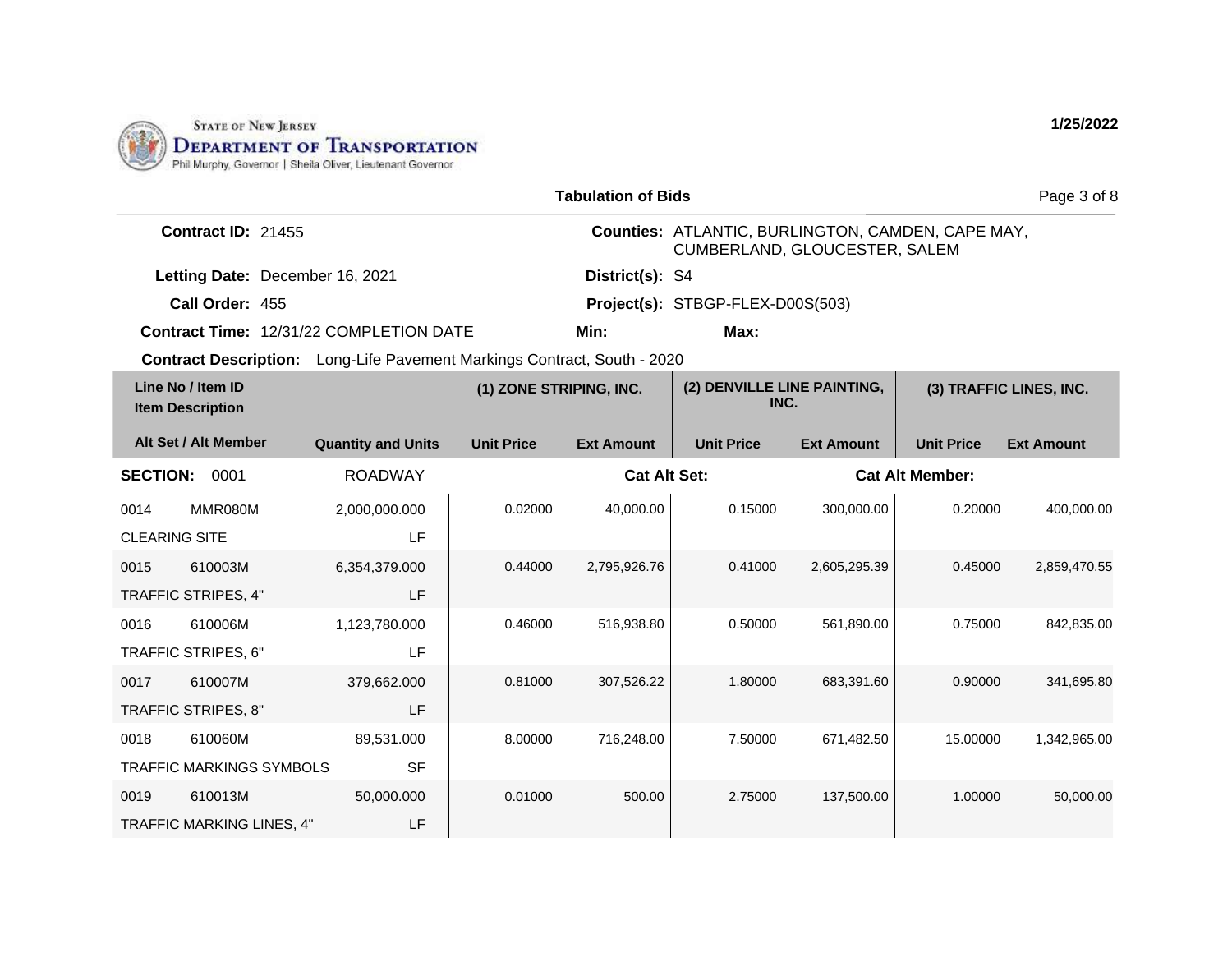STATE OF NEW JERSEY
DEPARTMENT OF TRANSPORTATION
Phil Murphy, Governor | Sheila Oliver, Lieutenant Governor

1/25/2022

## Tabulation of Bids

**Contract ID:** 21455

**Counties:** ATLANTIC, BURLINGTON, CAMDEN, CAPE MAY, CUMBERLAND, GLOUCESTER, SALEM

**Letting Date:** December 16, 2021

**District(s):** S4

**Call Order:** 455

**Project(s):** STBGP-FLEX-D00S(503)

**Contract Time:** 12/31/22 COMPLETION DATE

**Min:**

**Max:**

**Contract Description:** Long-Life Pavement Markings Contract, South - 2020

| Line No / Item ID | Item Description | Quantity and Units | (1) ZONE STRIPING, INC. | | (2) DENVILLE LINE PAINTING, INC. | | (3) TRAFFIC LINES, INC. | |
|---|---|---|---|---|---|---|---|---|
| Alt Set / Alt Member | | | Unit Price | Ext Amount | Unit Price | Ext Amount | Unit Price | Ext Amount |
| **SECTION:** 0001 | | ROADWAY | | Cat Alt Set: | | Cat Alt Member: | | |
| 0014 MMR080M | CLEARING SITE | 2,000,000.000 LF | 0.02000 | 40,000.00 | 0.15000 | 300,000.00 | 0.20000 | 400,000.00 |
| 0015 610003M | TRAFFIC STRIPES, 4" | 6,354,379.000 LF | 0.44000 | 2,795,926.76 | 0.41000 | 2,605,295.39 | 0.45000 | 2,859,470.55 |
| 0016 610006M | TRAFFIC STRIPES, 6" | 1,123,780.000 LF | 0.46000 | 516,938.80 | 0.50000 | 561,890.00 | 0.75000 | 842,835.00 |
| 0017 610007M | TRAFFIC STRIPES, 8" | 379,662.000 LF | 0.81000 | 307,526.22 | 1.80000 | 683,391.60 | 0.90000 | 341,695.80 |
| 0018 610060M | TRAFFIC MARKINGS SYMBOLS | 89,531.000 SF | 8.00000 | 716,248.00 | 7.50000 | 671,482.50 | 15.00000 | 1,342,965.00 |
| 0019 610013M | TRAFFIC MARKING LINES, 4" | 50,000.000 LF | 0.01000 | 500.00 | 2.75000 | 137,500.00 | 1.00000 | 50,000.00 |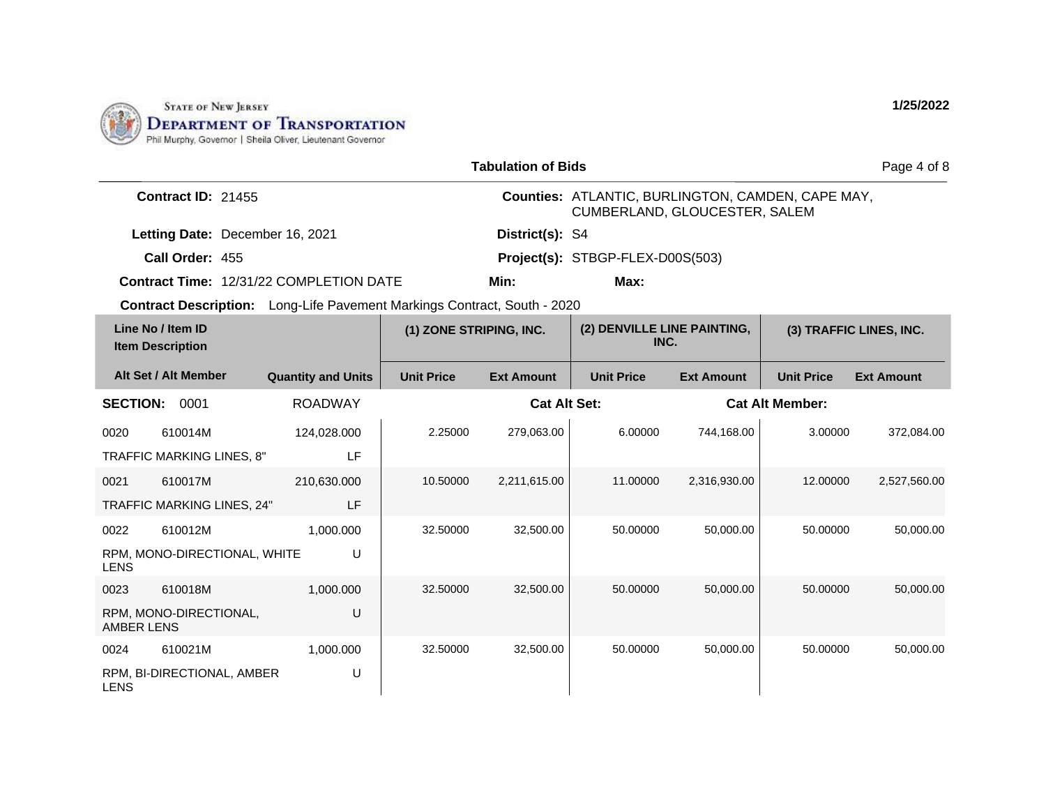**State of New Jersey Department of Transportation**
Phil Murphy, Governor | Sheila Oliver, Lieutenant Governor

1/25/2022

## Tabulation of Bids

**Contract ID:** 21455

**Counties:** ATLANTIC, BURLINGTON, CAMDEN, CAPE MAY, CUMBERLAND, GLOUCESTER, SALEM

**Letting Date:** December 16, 2021

**District(s):** S4

**Call Order:** 455

**Project(s):** STBGP-FLEX-D00S(503)

**Contract Time:** 12/31/22 COMPLETION DATE

**Min:**

**Max:**

**Contract Description:** Long-Life Pavement Markings Contract, South - 2020

| Line No / Item ID / Item Description | | Quantity and Units | (1) ZONE STRIPING, INC. | | (2) DENVILLE LINE PAINTING, INC. | | (3) TRAFFIC LINES, INC. | |
|---|---|---|---|---|---|---|---|---|
| Alt Set / Alt Member | | | Unit Price | Ext Amount | Unit Price | Ext Amount | Unit Price | Ext Amount |
| **SECTION:** 0001 | | ROADWAY | | **Cat Alt Set:** | | **Cat Alt Member:** | | |
| 0020 | 610014M | 124,028.000 | 2.25000 | 279,063.00 | 6.00000 | 744,168.00 | 3.00000 | 372,084.00 |
| TRAFFIC MARKING LINES, 8" | | LF | | | | | | |
| 0021 | 610017M | 210,630.000 | 10.50000 | 2,211,615.00 | 11.00000 | 2,316,930.00 | 12.00000 | 2,527,560.00 |
| TRAFFIC MARKING LINES, 24" | | LF | | | | | | |
| 0022 | 610012M | 1,000.000 | 32.50000 | 32,500.00 | 50.00000 | 50,000.00 | 50.00000 | 50,000.00 |
| RPM, MONO-DIRECTIONAL, WHITE LENS | | U | | | | | | |
| 0023 | 610018M | 1,000.000 | 32.50000 | 32,500.00 | 50.00000 | 50,000.00 | 50.00000 | 50,000.00 |
| RPM, MONO-DIRECTIONAL, AMBER LENS | | U | | | | | | |
| 0024 | 610021M | 1,000.000 | 32.50000 | 32,500.00 | 50.00000 | 50,000.00 | 50.00000 | 50,000.00 |
| RPM, BI-DIRECTIONAL, AMBER LENS | | U | | | | | | |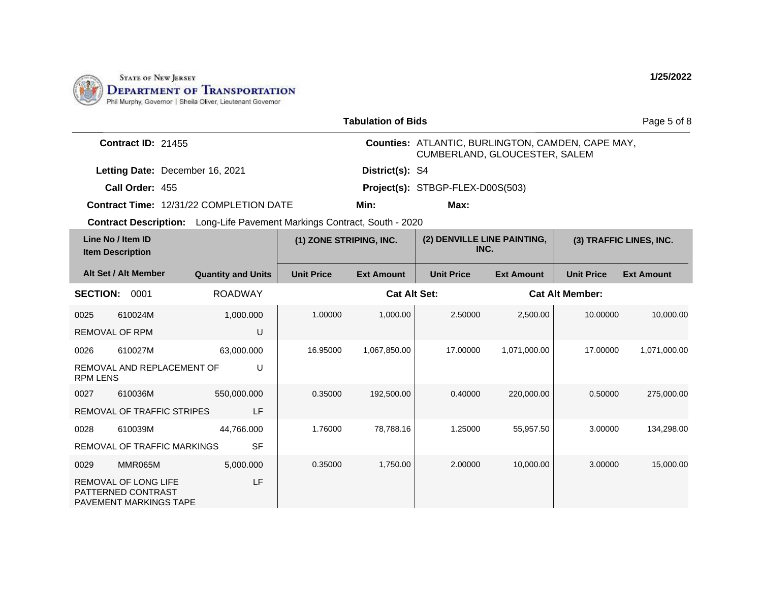STATE OF NEW JERSEY
DEPARTMENT OF TRANSPORTATION
Phil Murphy, Governor | Sheila Oliver, Lieutenant Governor

1/25/2022

## Tabulation of Bids

**Contract ID:** 21455

**Counties:** ATLANTIC, BURLINGTON, CAMDEN, CAPE MAY, CUMBERLAND, GLOUCESTER, SALEM

**Letting Date:** December 16, 2021

**District(s):** S4

**Call Order:** 455

**Project(s):** STBGP-FLEX-D00S(503)

**Contract Time:** 12/31/22 COMPLETION DATE

**Min:**

**Max:**

**Contract Description:** Long-Life Pavement Markings Contract, South - 2020

| Line No / Item ID | Item Description | Quantity and Units | (1) ZONE STRIPING, INC. Unit Price | (1) ZONE STRIPING, INC. Ext Amount | (2) DENVILLE LINE PAINTING, INC. Unit Price | (2) DENVILLE LINE PAINTING, INC. Ext Amount | (3) TRAFFIC LINES, INC. Unit Price | (3) TRAFFIC LINES, INC. Ext Amount |
|---|---|---|---|---|---|---|---|---|
| **SECTION: 0001** | ROADWAY | | | | | | | |
| 0025 610024M | REMOVAL OF RPM | 1,000.000 U | 1.00000 | 1,000.00 | 2.50000 | 2,500.00 | 10.00000 | 10,000.00 |
| 0026 610027M | REMOVAL AND REPLACEMENT OF RPM LENS | 63,000.000 U | 16.95000 | 1,067,850.00 | 17.00000 | 1,071,000.00 | 17.00000 | 1,071,000.00 |
| 0027 610036M | REMOVAL OF TRAFFIC STRIPES | 550,000.000 LF | 0.35000 | 192,500.00 | 0.40000 | 220,000.00 | 0.50000 | 275,000.00 |
| 0028 610039M | REMOVAL OF TRAFFIC MARKINGS | 44,766.000 SF | 1.76000 | 78,788.16 | 1.25000 | 55,957.50 | 3.00000 | 134,298.00 |
| 0029 MMR065M | REMOVAL OF LONG LIFE PATTERNED CONTRAST PAVEMENT MARKINGS TAPE | 5,000.000 LF | 0.35000 | 1,750.00 | 2.00000 | 10,000.00 | 3.00000 | 15,000.00 |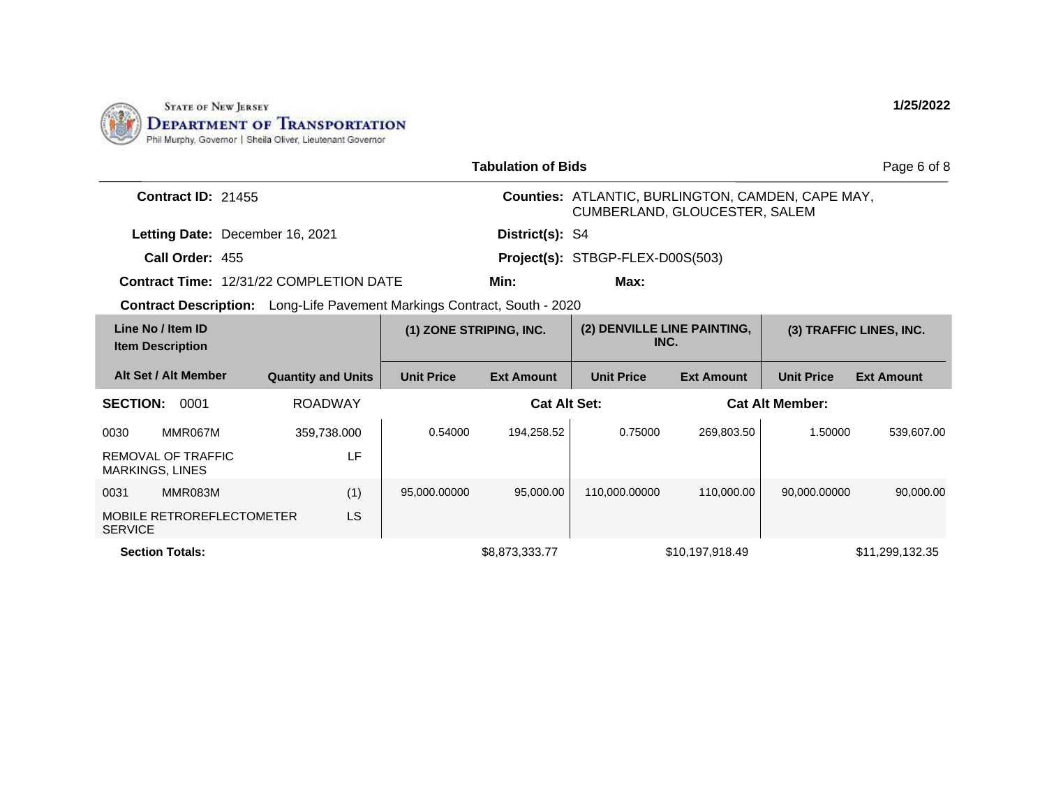STATE OF NEW JERSEY
DEPARTMENT OF TRANSPORTATION
Phil Murphy, Governor | Sheila Oliver, Lieutenant Governor

**1/25/2022**

**Tabulation of Bids**

**Contract ID:** 21455

**Letting Date:** December 16, 2021

**Call Order:** 455

**Contract Time:** 12/31/22 COMPLETION DATE

**Counties:** ATLANTIC, BURLINGTON, CAMDEN, CAPE MAY, CUMBERLAND, GLOUCESTER, SALEM

**District(s):** S4

**Project(s):** STBGP-FLEX-D00S(503)

**Min:** **Max:**

**Contract Description:** Long-Life Pavement Markings Contract, South - 2020

| Line No / Item ID<br>Item Description<br>Alt Set / Alt Member | | Quantity and Units | (1) ZONE STRIPING, INC. | | (2) DENVILLE LINE PAINTING, INC. | | (3) TRAFFIC LINES, INC. | |
|---|---|---|---|---|---|---|---|---|
| | | | Unit Price | Ext Amount | Unit Price | Ext Amount | Unit Price | Ext Amount |
| **SECTION:** 0001 | | ROADWAY | | | **Cat Alt Set:** | | **Cat Alt Member:** | |
| 0030 | MMR067M | 359,738.000 | 0.54000 | 194,258.52 | 0.75000 | 269,803.50 | 1.50000 | 539,607.00 |
| REMOVAL OF TRAFFIC MARKINGS, LINES | | LF | | | | | | |
| 0031 | MMR083M | (1) | 95,000.00000 | 95,000.00 | 110,000.00000 | 110,000.00 | 90,000.00000 | 90,000.00 |
| MOBILE RETROREFLECTOMETER SERVICE | | LS | | | | | | |
| **Section Totals:** | | | | $8,873,333.77 | | $10,197,918.49 | | $11,299,132.35 |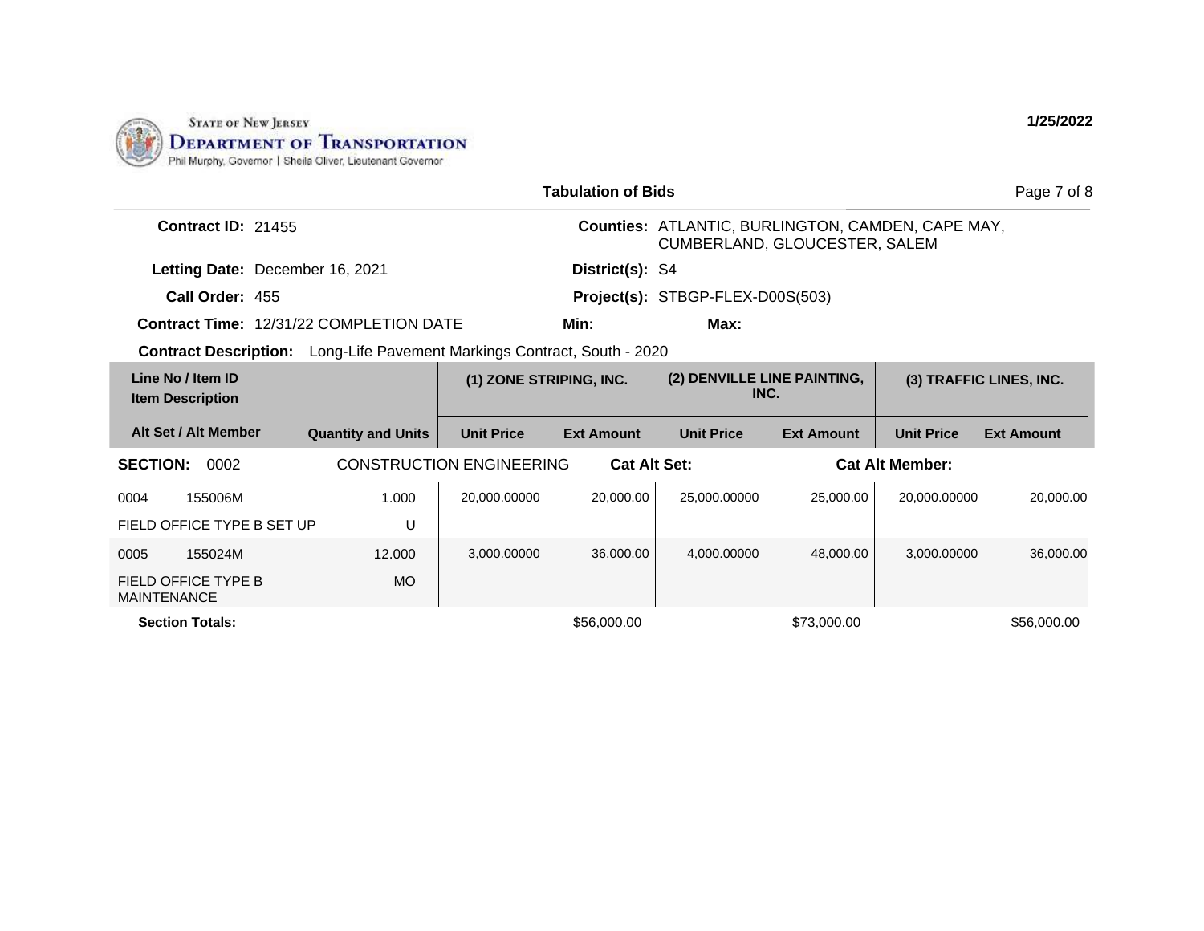STATE OF NEW JERSEY
DEPARTMENT OF TRANSPORTATION
Phil Murphy, Governor | Sheila Oliver, Lieutenant Governor

1/25/2022

## Tabulation of Bids

**Contract ID:** 21455

**Counties:** ATLANTIC, BURLINGTON, CAMDEN, CAPE MAY, CUMBERLAND, GLOUCESTER, SALEM

**Letting Date:** December 16, 2021

**District(s):** S4

**Call Order:** 455

**Project(s):** STBGP-FLEX-D00S(503)

**Contract Time:** 12/31/22 COMPLETION DATE

**Min:**

**Max:**

**Contract Description:** Long-Life Pavement Markings Contract, South - 2020

| Line No / Item ID / Item Description / Alt Set / Alt Member | Quantity and Units | (1) ZONE STRIPING, INC. Unit Price | (1) ZONE STRIPING, INC. Ext Amount | (2) DENVILLE LINE PAINTING, INC. Unit Price | (2) DENVILLE LINE PAINTING, INC. Ext Amount | (3) TRAFFIC LINES, INC. Unit Price | (3) TRAFFIC LINES, INC. Ext Amount |
|---|---|---|---|---|---|---|---|
| **SECTION: 0002 CONSTRUCTION ENGINEERING** **Cat Alt Set:** **Cat Alt Member:** | | | | | | | |
| 0004 155006M FIELD OFFICE TYPE B SET UP | 1.000 U | 20,000.00000 | 20,000.00 | 25,000.00000 | 25,000.00 | 20,000.00000 | 20,000.00 |
| 0005 155024M FIELD OFFICE TYPE B MAINTENANCE | 12.000 MO | 3,000.00000 | 36,000.00 | 4,000.00000 | 48,000.00 | 3,000.00000 | 36,000.00 |
| **Section Totals:** | | | $56,000.00 | | $73,000.00 | | $56,000.00 |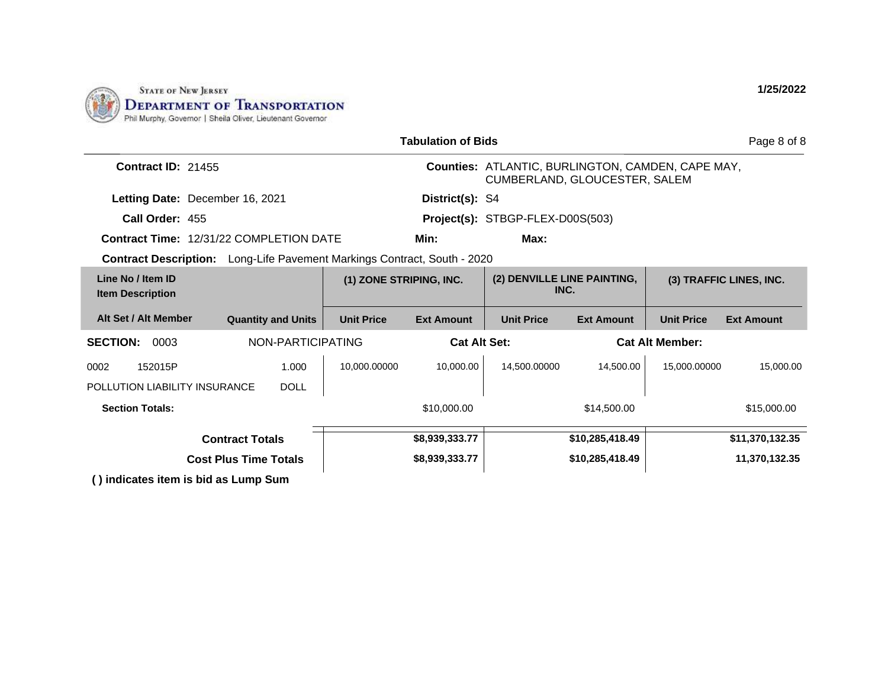STATE OF NEW JERSEY
DEPARTMENT OF TRANSPORTATION
Phil Murphy, Governor | Sheila Oliver, Lieutenant Governor

1/25/2022

## Tabulation of Bids

**Contract ID:** 21455

**Counties:** ATLANTIC, BURLINGTON, CAMDEN, CAPE MAY, CUMBERLAND, GLOUCESTER, SALEM

**Letting Date:** December 16, 2021

**District(s):** S4

**Call Order:** 455

**Project(s):** STBGP-FLEX-D00S(503)

**Contract Time:** 12/31/22 COMPLETION DATE

**Min:**

**Max:**

**Contract Description:** Long-Life Pavement Markings Contract, South - 2020

| Line No / Item ID<br>Item Description | | (1) ZONE STRIPING, INC. | | (2) DENVILLE LINE PAINTING, INC. | | (3) TRAFFIC LINES, INC. | |
|---|---|---|---|---|---|---|---|
| **Alt Set / Alt Member** | **Quantity and Units** | **Unit Price** | **Ext Amount** | **Unit Price** | **Ext Amount** | **Unit Price** | **Ext Amount** |
| **SECTION: 0003** | NON-PARTICIPATING | | **Cat Alt Set:** | | **Cat Alt Member:** | | |
| 0002 152015P<br>POLLUTION LIABILITY INSURANCE | 1.000<br>DOLL | 10,000.00000 | 10,000.00 | 14,500.00000 | 14,500.00 | 15,000.00000 | 15,000.00 |
| **Section Totals:** | | | $10,000.00 | | $14,500.00 | | $15,000.00 |
| **Contract Totals** | | | **$8,939,333.77** | | **$10,285,418.49** | | **$11,370,132.35** |
| **Cost Plus Time Totals** | | | **$8,939,333.77** | | **$10,285,418.49** | | **11,370,132.35** |

**( ) indicates item is bid as Lump Sum**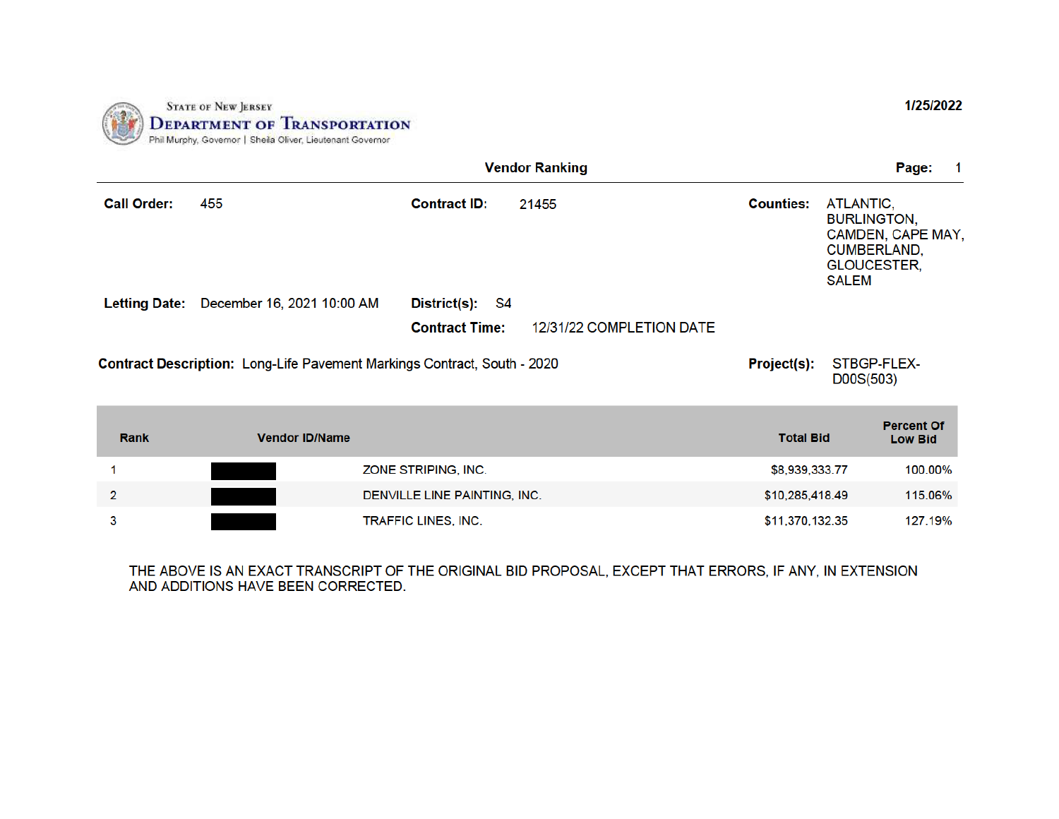STATE OF NEW JERSEY
**DEPARTMENT OF TRANSPORTATION**
Phil Murphy, Governor | Sheila Oliver, Lieutenant Governor

1/25/2022

## Vendor Ranking

**Call Order:** 455

**Contract ID:** 21455

**Counties:** ATLANTIC, BURLINGTON, CAMDEN, CAPE MAY, CUMBERLAND, GLOUCESTER, SALEM

**Letting Date:** December 16, 2021 10:00 AM

**District(s):** S4

**Contract Time:** 12/31/22 COMPLETION DATE

**Contract Description:** Long-Life Pavement Markings Contract, South - 2020

**Project(s):** STBGP-FLEX-D00S(503)

| Rank | Vendor ID/Name | | Total Bid | Percent Of Low Bid |
|---|---|---|---|---|
| 1 | ███ | ZONE STRIPING, INC. | $8,939,333.77 | 100.00% |
| 2 | ███ | DENVILLE LINE PAINTING, INC. | $10,285,418.49 | 115.06% |
| 3 | ███ | TRAFFIC LINES, INC. | $11,370,132.35 | 127.19% |

THE ABOVE IS AN EXACT TRANSCRIPT OF THE ORIGINAL BID PROPOSAL, EXCEPT THAT ERRORS, IF ANY, IN EXTENSION AND ADDITIONS HAVE BEEN CORRECTED.